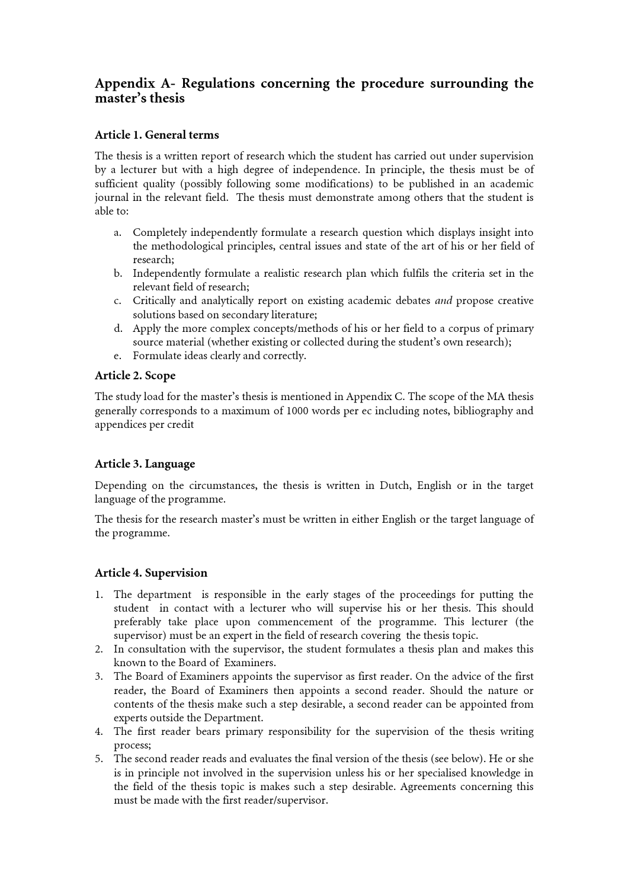## Appendix A- Regulations concerning the procedure surrounding the master's thesis

### Article 1. General terms

The thesis is a written report of research which the student has carried out under supervision by a lecturer but with a high degree of independence. In principle, the thesis must be of sufficient quality (possibly following some modifications) to be published in an academic journal in the relevant field. The thesis must demonstrate among others that the student is able to:

a. Completely independently formulate a research question which displays insight into the methodological principles, central issues and state of the art of his or her field of research;
b. Independently formulate a realistic research plan which fulfils the criteria set in the relevant field of research;
c. Critically and analytically report on existing academic debates *and* propose creative solutions based on secondary literature;
d. Apply the more complex concepts/methods of his or her field to a corpus of primary source material (whether existing or collected during the student's own research);
e. Formulate ideas clearly and correctly.

### Article 2. Scope

The study load for the master's thesis is mentioned in Appendix C. The scope of the MA thesis generally corresponds to a maximum of 1000 words per ec including notes, bibliography and appendices per credit

### Article 3. Language

Depending on the circumstances, the thesis is written in Dutch, English or in the target language of the programme.

The thesis for the research master's must be written in either English or the target language of the programme.

### Article 4. Supervision

1. The department is responsible in the early stages of the proceedings for putting the student in contact with a lecturer who will supervise his or her thesis. This should preferably take place upon commencement of the programme. This lecturer (the supervisor) must be an expert in the field of research covering the thesis topic.
2. In consultation with the supervisor, the student formulates a thesis plan and makes this known to the Board of Examiners.
3. The Board of Examiners appoints the supervisor as first reader. On the advice of the first reader, the Board of Examiners then appoints a second reader. Should the nature or contents of the thesis make such a step desirable, a second reader can be appointed from experts outside the Department.
4. The first reader bears primary responsibility for the supervision of the thesis writing process;
5. The second reader reads and evaluates the final version of the thesis (see below). He or she is in principle not involved in the supervision unless his or her specialised knowledge in the field of the thesis topic is makes such a step desirable. Agreements concerning this must be made with the first reader/supervisor.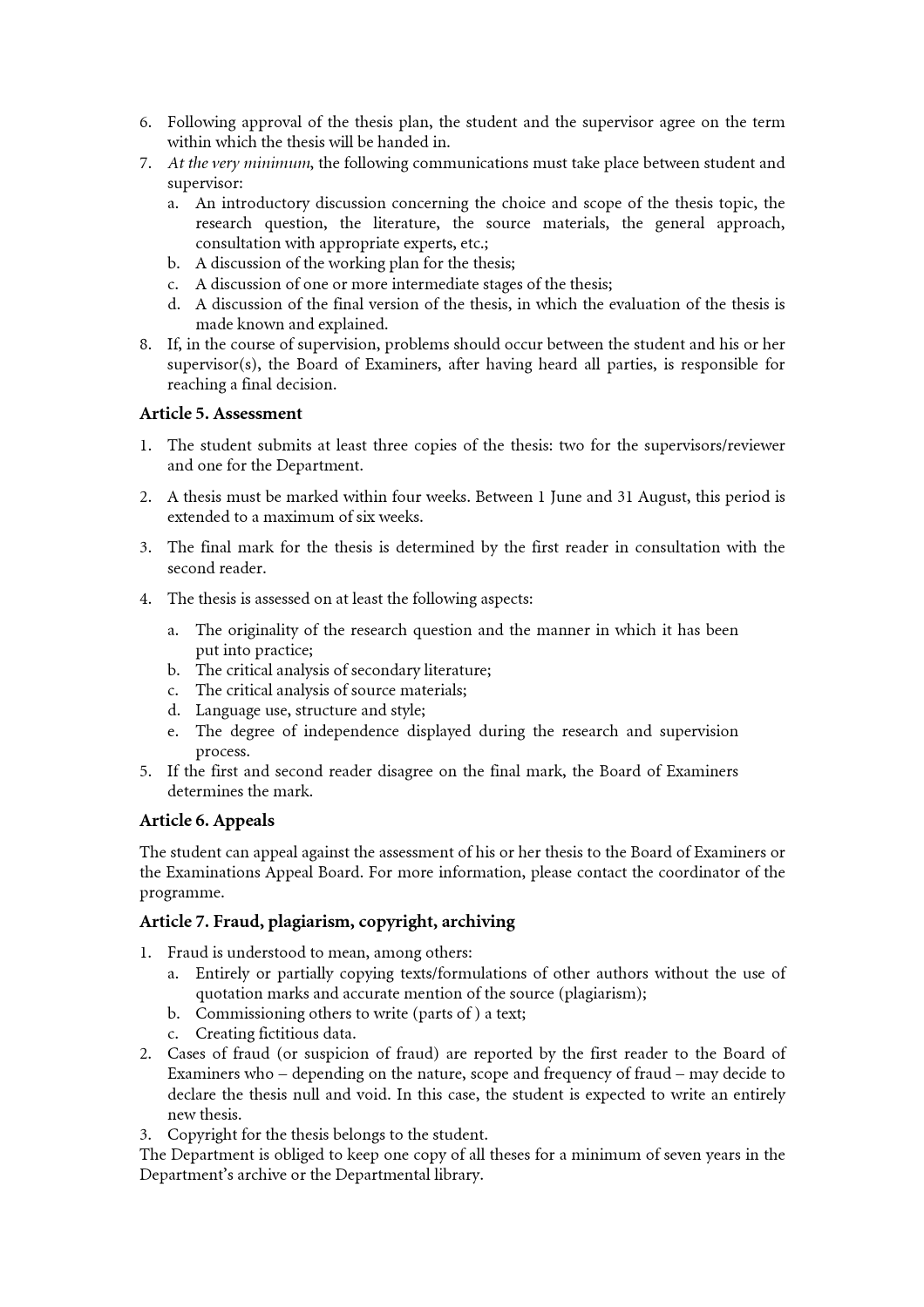6. Following approval of the thesis plan, the student and the supervisor agree on the term within which the thesis will be handed in.
7. *At the very minimum*, the following communications must take place between student and supervisor:
   a. An introductory discussion concerning the choice and scope of the thesis topic, the research question, the literature, the source materials, the general approach, consultation with appropriate experts, etc.;
   b. A discussion of the working plan for the thesis;
   c. A discussion of one or more intermediate stages of the thesis;
   d. A discussion of the final version of the thesis, in which the evaluation of the thesis is made known and explained.
8. If, in the course of supervision, problems should occur between the student and his or her supervisor(s), the Board of Examiners, after having heard all parties, is responsible for reaching a final decision.

### Article 5. Assessment

1. The student submits at least three copies of the thesis: two for the supervisors/reviewer and one for the Department.
2. A thesis must be marked within four weeks. Between 1 June and 31 August, this period is extended to a maximum of six weeks.
3. The final mark for the thesis is determined by the first reader in consultation with the second reader.
4. The thesis is assessed on at least the following aspects:
   a. The originality of the research question and the manner in which it has been put into practice;
   b. The critical analysis of secondary literature;
   c. The critical analysis of source materials;
   d. Language use, structure and style;
   e. The degree of independence displayed during the research and supervision process.
5. If the first and second reader disagree on the final mark, the Board of Examiners determines the mark.

### Article 6. Appeals

The student can appeal against the assessment of his or her thesis to the Board of Examiners or the Examinations Appeal Board. For more information, please contact the coordinator of the programme.

### Article 7. Fraud, plagiarism, copyright, archiving

1. Fraud is understood to mean, among others:
   a. Entirely or partially copying texts/formulations of other authors without the use of quotation marks and accurate mention of the source (plagiarism);
   b. Commissioning others to write (parts of ) a text;
   c. Creating fictitious data.
2. Cases of fraud (or suspicion of fraud) are reported by the first reader to the Board of Examiners who – depending on the nature, scope and frequency of fraud – may decide to declare the thesis null and void. In this case, the student is expected to write an entirely new thesis.
3. Copyright for the thesis belongs to the student.

The Department is obliged to keep one copy of all theses for a minimum of seven years in the Department's archive or the Departmental library.